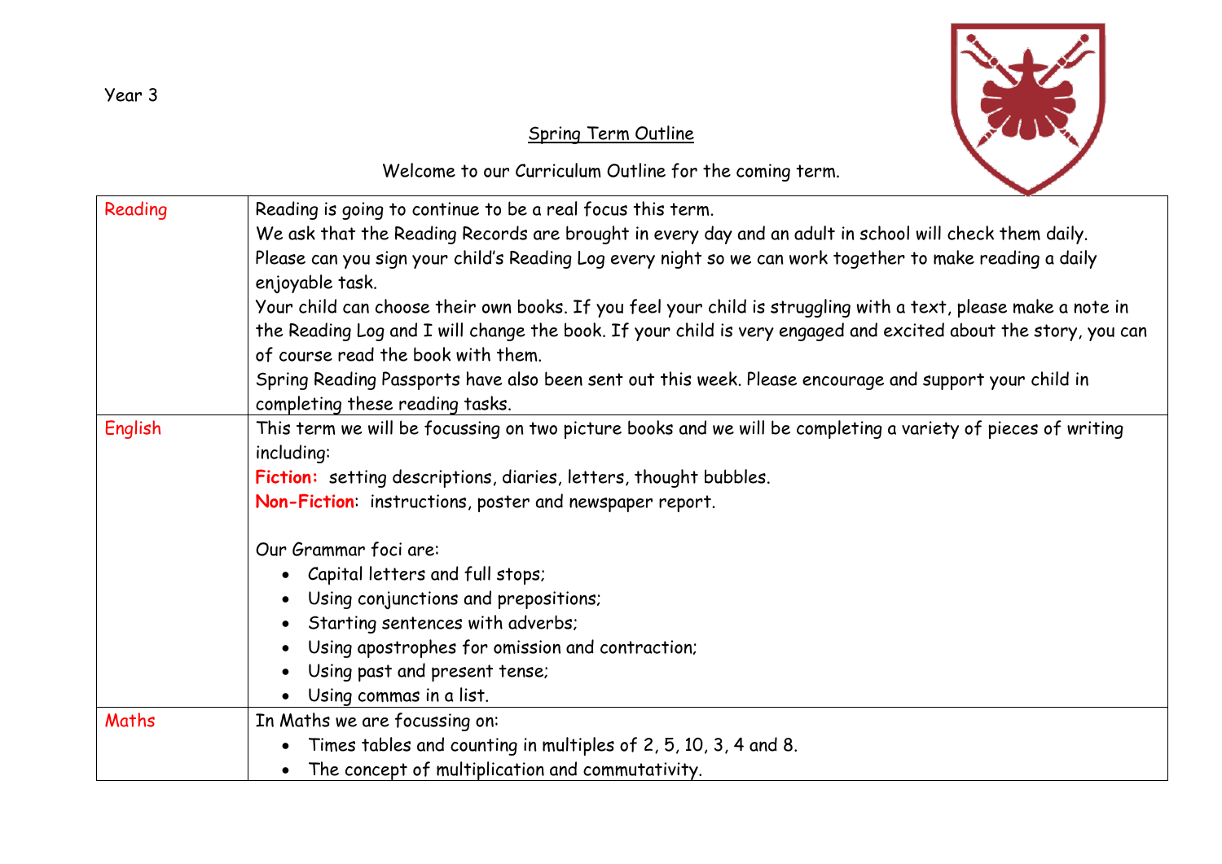Year 3

## Spring Term Outline

Welcome to our Curriculum Outline for the coming term.

| | |
|---|---|
| Reading | Reading is going to continue to be a real focus this term.<br>We ask that the Reading Records are brought in every day and an adult in school will check them daily.<br>Please can you sign your child's Reading Log every night so we can work together to make reading a daily enjoyable task.<br>Your child can choose their own books. If you feel your child is struggling with a text, please make a note in the Reading Log and I will change the book. If your child is very engaged and excited about the story, you can of course read the book with them.<br>Spring Reading Passports have also been sent out this week. Please encourage and support your child in completing these reading tasks. |
| English | This term we will be focussing on two picture books and we will be completing a variety of pieces of writing including:<br>**Fiction:** setting descriptions, diaries, letters, thought bubbles.<br>**Non-Fiction**: instructions, poster and newspaper report.<br><br>Our Grammar foci are:<br>• Capital letters and full stops;<br>• Using conjunctions and prepositions;<br>• Starting sentences with adverbs;<br>• Using apostrophes for omission and contraction;<br>• Using past and present tense;<br>• Using commas in a list. |
| Maths | In Maths we are focussing on:<br>• Times tables and counting in multiples of 2, 5, 10, 3, 4 and 8.<br>• The concept of multiplication and commutativity. |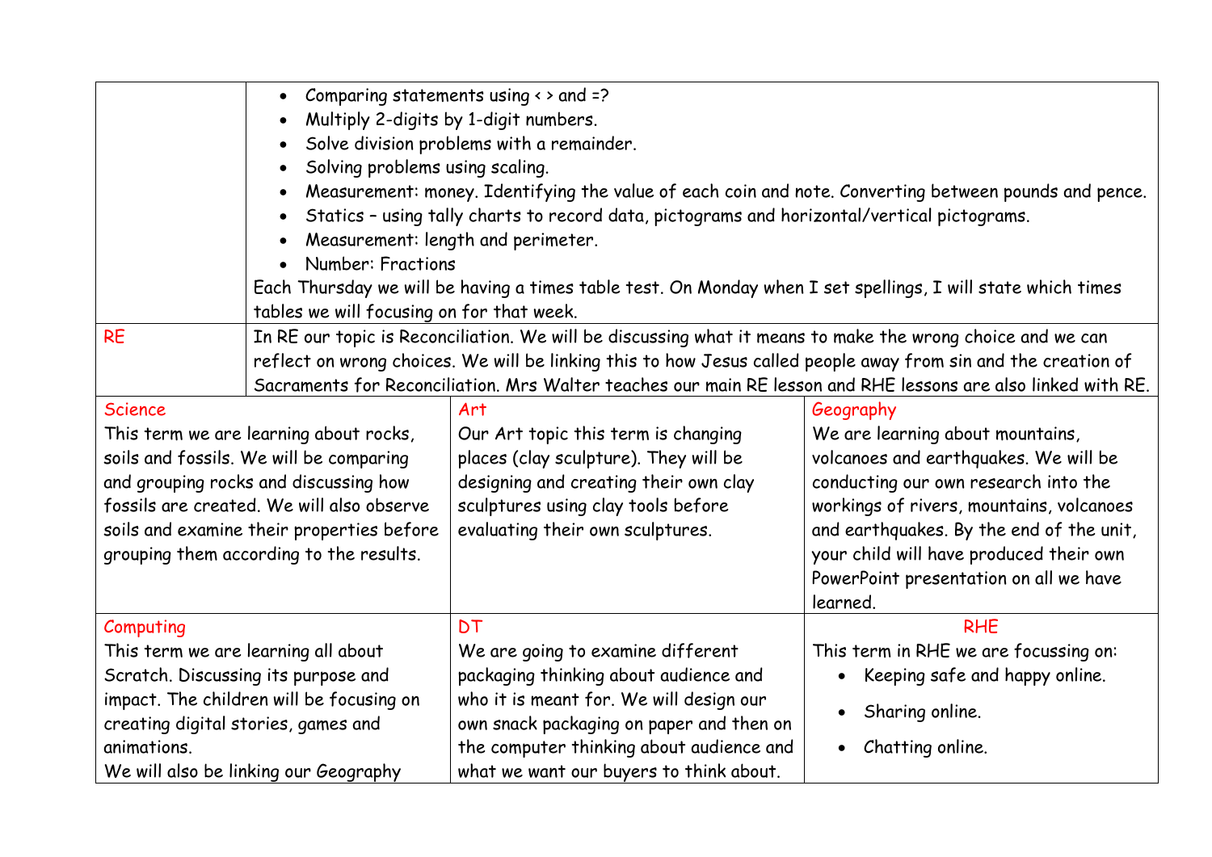| | |
|---|---|
| | <ul><li>Comparing statements using < > and =?</li><li>Multiply 2-digits by 1-digit numbers.</li><li>Solve division problems with a remainder.</li><li>Solving problems using scaling.</li><li>Measurement: money. Identifying the value of each coin and note. Converting between pounds and pence.</li><li>Statics – using tally charts to record data, pictograms and horizontal/vertical pictograms.</li><li>Measurement: length and perimeter.</li><li>Number: Fractions</li></ul>Each Thursday we will be having a times table test. On Monday when I set spellings, I will state which times tables we will focusing on for that week. |
| RE | In RE our topic is Reconciliation. We will be discussing what it means to make the wrong choice and we can reflect on wrong choices. We will be linking this to how Jesus called people away from sin and the creation of Sacraments for Reconciliation. Mrs Walter teaches our main RE lesson and RHE lessons are also linked with RE. |

| Science | Art | Geography |
|---|---|---|
| This term we are learning about rocks, soils and fossils. We will be comparing and grouping rocks and discussing how fossils are created. We will also observe soils and examine their properties before grouping them according to the results. | Our Art topic this term is changing places (clay sculpture). They will be designing and creating their own clay sculptures using clay tools before evaluating their own sculptures. | We are learning about mountains, volcanoes and earthquakes. We will be conducting our own research into the workings of rivers, mountains, volcanoes and earthquakes. By the end of the unit, your child will have produced their own PowerPoint presentation on all we have learned. |
| **Computing** | **DT** | **RHE** |
| This term we are learning all about Scratch. Discussing its purpose and impact. The children will be focusing on creating digital stories, games and animations.<br>We will also be linking our Geography | We are going to examine different packaging thinking about audience and who it is meant for. We will design our own snack packaging on paper and then on the computer thinking about audience and what we want our buyers to think about. | This term in RHE we are focussing on:<ul><li>Keeping safe and happy online.</li><li>Sharing online.</li><li>Chatting online.</li></ul> |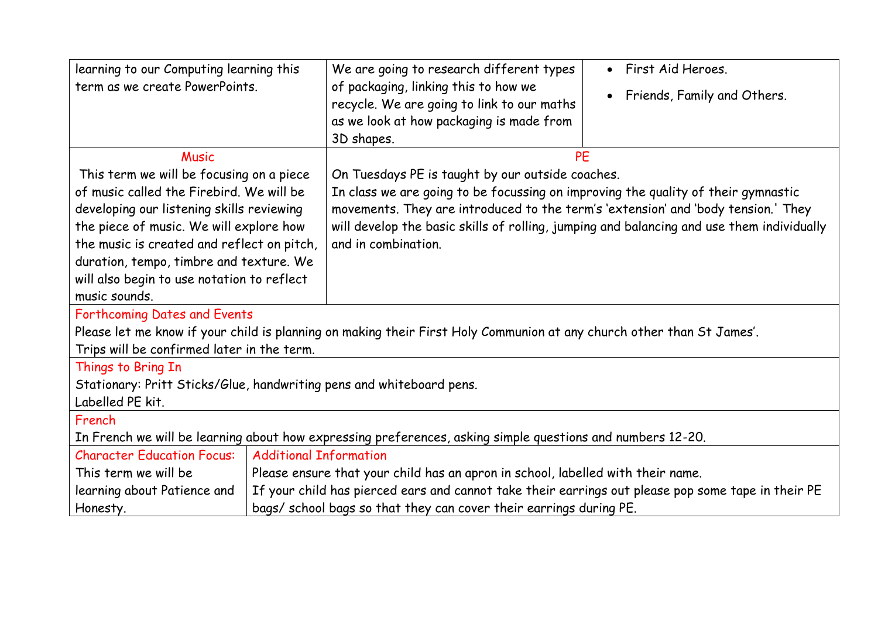| | | |
|---|---|---|
| learning to our Computing learning this term as we create PowerPoints. | We are going to research different types of packaging, linking this to how we recycle. We are going to link to our maths as we look at how packaging is made from 3D shapes. | • First Aid Heroes.<br>• Friends, Family and Others. |
| Music<br>This term we will be focusing on a piece of music called the Firebird. We will be developing our listening skills reviewing the piece of music. We will explore how the music is created and reflect on pitch, duration, tempo, timbre and texture. We will also begin to use notation to reflect music sounds. | PE<br>On Tuesdays PE is taught by our outside coaches.<br>In class we are going to be focussing on improving the quality of their gymnastic movements. They are introduced to the term's 'extension' and 'body tension.' They will develop the basic skills of rolling, jumping and balancing and use them individually and in combination. | |

**Forthcoming Dates and Events**

Please let me know if your child is planning on making their First Holy Communion at any church other than St James'.
Trips will be confirmed later in the term.

**Things to Bring In**

Stationary: Pritt Sticks/Glue, handwriting pens and whiteboard pens.
Labelled PE kit.

**French**

In French we will be learning about how expressing preferences, asking simple questions and numbers 12-20.

| Character Education Focus: | Additional Information |
|---|---|
| This term we will be learning about Patience and Honesty. | Please ensure that your child has an apron in school, labelled with their name.<br>If your child has pierced ears and cannot take their earrings out please pop some tape in their PE bags/ school bags so that they can cover their earrings during PE. |